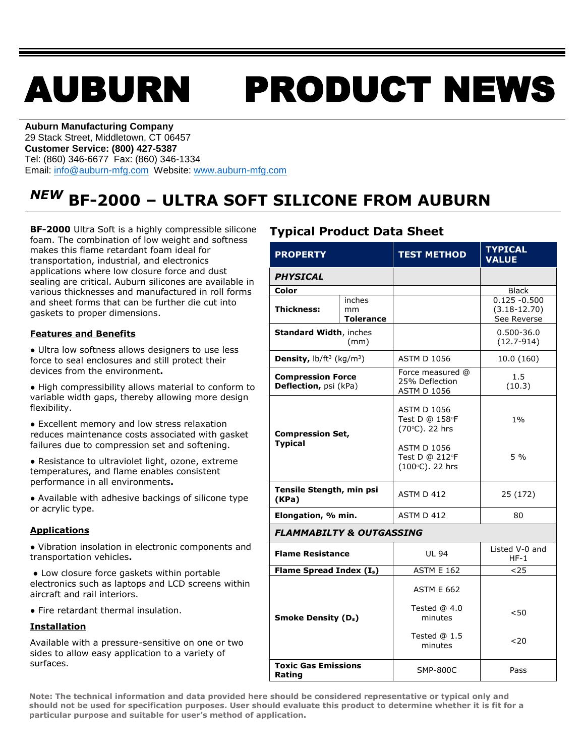# AUBURN PRODUCT NEWS

**Auburn Manufacturing Company**
29 Stack Street, Middletown, CT 06457
**Customer Service: (800) 427-5387**
Tel: (860) 346-6677 Fax: (860) 346-1334
Email: info@auburn-mfg.com Website: www.auburn-mfg.com

## *NEW* BF-2000 – ULTRA SOFT SILICONE FROM AUBURN

**BF-2000** Ultra Soft is a highly compressible silicone foam. The combination of low weight and softness makes this flame retardant foam ideal for transportation, industrial, and electronics applications where low closure force and dust sealing are critical. Auburn silicones are available in various thicknesses and manufactured in roll forms and sheet forms that can be further die cut into gaskets to proper dimensions.

**Features and Benefits**

- Ultra low softness allows designers to use less force to seal enclosures and still protect their devices from the environment**.**
- High compressibility allows material to conform to variable width gaps, thereby allowing more design flexibility.
- Excellent memory and low stress relaxation reduces maintenance costs associated with gasket failures due to compression set and softening.
- Resistance to ultraviolet light, ozone, extreme temperatures, and flame enables consistent performance in all environments**.**
- Available with adhesive backings of silicone type or acrylic type.

**Applications**

- Vibration insolation in electronic components and transportation vehicles**.**
- Low closure force gaskets within portable electronics such as laptops and LCD screens within aircraft and rail interiors.
- Fire retardant thermal insulation.

**Installation**

Available with a pressure-sensitive on one or two sides to allow easy application to a variety of surfaces.

### Typical Product Data Sheet

| PROPERTY | | TEST METHOD | TYPICAL VALUE |
|---|---|---|---|
| ***PHYSICAL*** | | | |
| **Color** | | | Black |
| **Thickness:** | inches<br>mm<br>**Tolerance** | | 0.125 -0.500<br>(3.18-12.70)<br>See Reverse |
| **Standard Width**, inches (mm) | | | 0.500-36.0<br>(12.7-914) |
| **Density,** lb/ft³ (kg/m³) | | ASTM D 1056 | 10.0 (160) |
| **Compression Force Deflection,** psi (kPa) | | Force measured @ 25% Deflection ASTM D 1056 | 1.5<br>(10.3) |
| **Compression Set, Typical** | | ASTM D 1056 Test D @ 158°F (70°C). 22 hrs | 1% |
| | | ASTM D 1056 Test D @ 212°F (100°C). 22 hrs | 5 % |
| **Tensile Stength, min psi (KPa)** | | ASTM D 412 | 25 (172) |
| **Elongation, % min.** | | ASTM D 412 | 80 |
| ***FLAMMABILTY & OUTGASSING*** | | | |
| **Flame Resistance** | | UL 94 | Listed V-0 and HF-1 |
| **Flame Spread Index ($I_s$)** | | ASTM E 162 | <25 |
| **Smoke Density ($D_s$)** | | ASTM E 662<br>Tested @ 4.0 minutes | <50 |
| | | Tested @ 1.5 minutes | <20 |
| **Toxic Gas Emissions Rating** | | SMP-800C | Pass |

**Note: The technical information and data provided here should be considered representative or typical only and should not be used for specification purposes. User should evaluate this product to determine whether it is fit for a particular purpose and suitable for user's method of application.**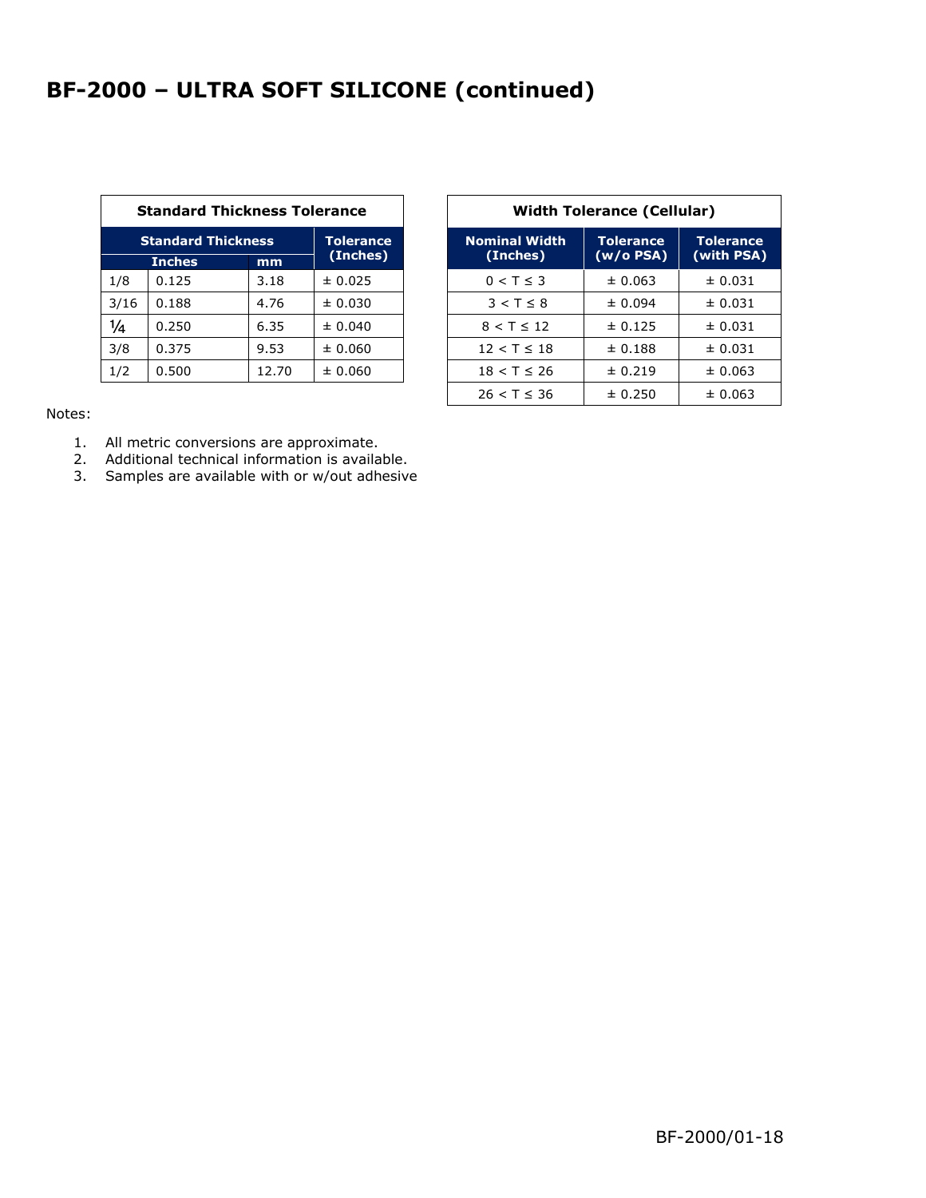# BF-2000 – ULTRA SOFT SILICONE (continued)

**Standard Thickness Tolerance**

| Standard Thickness | | | Tolerance (Inches) |
|---|---|---|---|
| Inches | | mm | |
| 1/8 | 0.125 | 3.18 | ± 0.025 |
| 3/16 | 0.188 | 4.76 | ± 0.030 |
| ¼ | 0.250 | 6.35 | ± 0.040 |
| 3/8 | 0.375 | 9.53 | ± 0.060 |
| 1/2 | 0.500 | 12.70 | ± 0.060 |

**Width Tolerance (Cellular)**

| Nominal Width (Inches) | Tolerance (w/o PSA) | Tolerance (with PSA) |
|---|---|---|
| $0 < T \leq 3$ | ± 0.063 | ± 0.031 |
| $3 < T \leq 8$ | ± 0.094 | ± 0.031 |
| $8 < T \leq 12$ | ± 0.125 | ± 0.031 |
| $12 < T \leq 18$ | ± 0.188 | ± 0.031 |
| $18 < T \leq 26$ | ± 0.219 | ± 0.063 |
| $26 < T \leq 36$ | ± 0.250 | ± 0.063 |

Notes:

1. All metric conversions are approximate.
2. Additional technical information is available.
3. Samples are available with or w/out adhesive

BF-2000/01-18